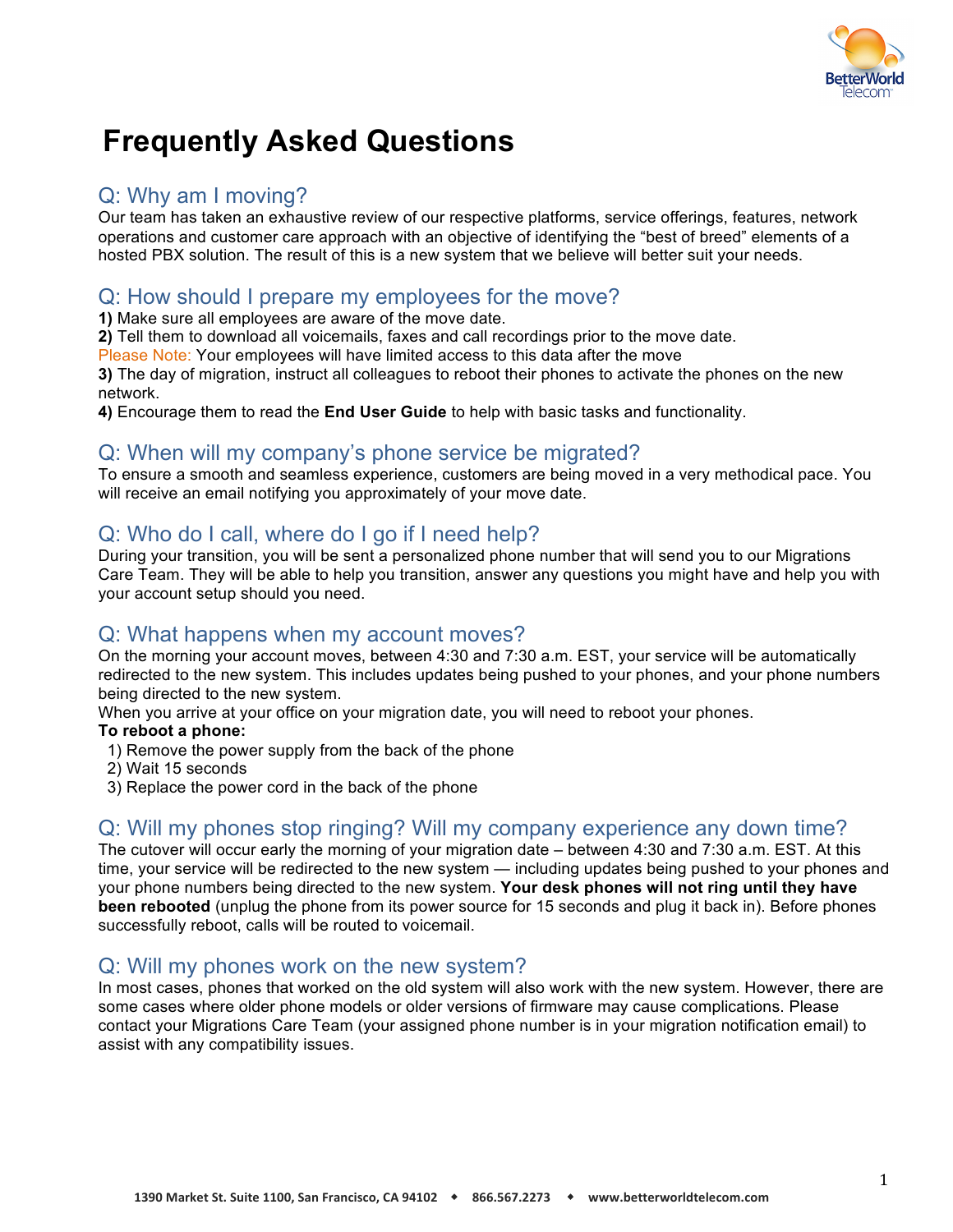# Frequently Asked Questions

## Q: Why am I moving?

Our team has taken an exhaustive review of our respective platforms, service offerings, features, network operations and customer care approach with an objective of identifying the "best of breed" elements of a hosted PBX solution. The result of this is a new system that we believe will better suit your needs.

## Q: How should I prepare my employees for the move?

**1)** Make sure all employees are aware of the move date.
**2)** Tell them to download all voicemails, faxes and call recordings prior to the move date.
Please Note: Your employees will have limited access to this data after the move
**3)** The day of migration, instruct all colleagues to reboot their phones to activate the phones on the new network.
**4)** Encourage them to read the **End User Guide** to help with basic tasks and functionality.

## Q: When will my company's phone service be migrated?

To ensure a smooth and seamless experience, customers are being moved in a very methodical pace. You will receive an email notifying you approximately of your move date.

## Q: Who do I call, where do I go if I need help?

During your transition, you will be sent a personalized phone number that will send you to our Migrations Care Team. They will be able to help you transition, answer any questions you might have and help you with your account setup should you need.

## Q: What happens when my account moves?

On the morning your account moves, between 4:30 and 7:30 a.m. EST, your service will be automatically redirected to the new system. This includes updates being pushed to your phones, and your phone numbers being directed to the new system.
When you arrive at your office on your migration date, you will need to reboot your phones.

**To reboot a phone:**

1) Remove the power supply from the back of the phone
2) Wait 15 seconds
3) Replace the power cord in the back of the phone

## Q: Will my phones stop ringing? Will my company experience any down time?

The cutover will occur early the morning of your migration date – between 4:30 and 7:30 a.m. EST. At this time, your service will be redirected to the new system — including updates being pushed to your phones and your phone numbers being directed to the new system. **Your desk phones will not ring until they have been rebooted** (unplug the phone from its power source for 15 seconds and plug it back in). Before phones successfully reboot, calls will be routed to voicemail.

## Q: Will my phones work on the new system?

In most cases, phones that worked on the old system will also work with the new system. However, there are some cases where older phone models or older versions of firmware may cause complications. Please contact your Migrations Care Team (your assigned phone number is in your migration notification email) to assist with any compatibility issues.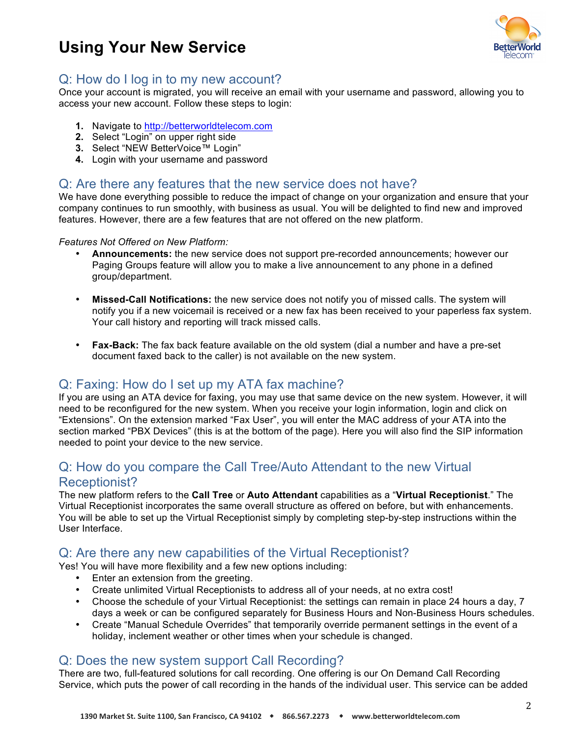# Using Your New Service

## Q: How do I log in to my new account?

Once your account is migrated, you will receive an email with your username and password, allowing you to access your new account. Follow these steps to login:

1. Navigate to http://betterworldtelecom.com
2. Select "Login" on upper right side
3. Select "NEW BetterVoice™ Login"
4. Login with your username and password

## Q: Are there any features that the new service does not have?

We have done everything possible to reduce the impact of change on your organization and ensure that your company continues to run smoothly, with business as usual. You will be delighted to find new and improved features. However, there are a few features that are not offered on the new platform.

*Features Not Offered on New Platform:*

- **Announcements:** the new service does not support pre-recorded announcements; however our Paging Groups feature will allow you to make a live announcement to any phone in a defined group/department.
- **Missed-Call Notifications:** the new service does not notify you of missed calls. The system will notify you if a new voicemail is received or a new fax has been received to your paperless fax system. Your call history and reporting will track missed calls.
- **Fax-Back:** The fax back feature available on the old system (dial a number and have a pre-set document faxed back to the caller) is not available on the new system.

## Q: Faxing: How do I set up my ATA fax machine?

If you are using an ATA device for faxing, you may use that same device on the new system. However, it will need to be reconfigured for the new system. When you receive your login information, login and click on "Extensions". On the extension marked "Fax User", you will enter the MAC address of your ATA into the section marked "PBX Devices" (this is at the bottom of the page). Here you will also find the SIP information needed to point your device to the new service.

## Q: How do you compare the Call Tree/Auto Attendant to the new Virtual Receptionist?

The new platform refers to the **Call Tree** or **Auto Attendant** capabilities as a "**Virtual Receptionist**." The Virtual Receptionist incorporates the same overall structure as offered on before, but with enhancements. You will be able to set up the Virtual Receptionist simply by completing step-by-step instructions within the User Interface.

## Q: Are there any new capabilities of the Virtual Receptionist?

Yes! You will have more flexibility and a few new options including:

- Enter an extension from the greeting.
- Create unlimited Virtual Receptionists to address all of your needs, at no extra cost!
- Choose the schedule of your Virtual Receptionist: the settings can remain in place 24 hours a day, 7 days a week or can be configured separately for Business Hours and Non-Business Hours schedules.
- Create "Manual Schedule Overrides" that temporarily override permanent settings in the event of a holiday, inclement weather or other times when your schedule is changed.

## Q: Does the new system support Call Recording?

There are two, full-featured solutions for call recording. One offering is our On Demand Call Recording Service, which puts the power of call recording in the hands of the individual user. This service can be added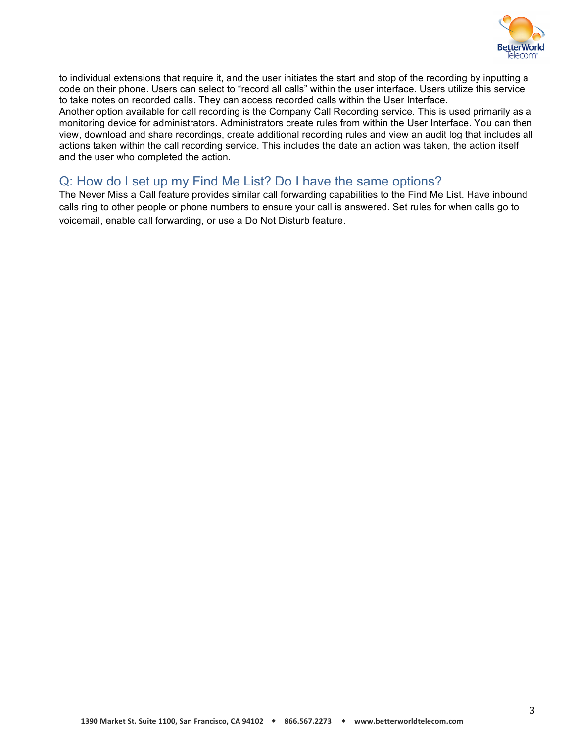to individual extensions that require it, and the user initiates the start and stop of the recording by inputting a code on their phone. Users can select to "record all calls" within the user interface. Users utilize this service to take notes on recorded calls. They can access recorded calls within the User Interface.

Another option available for call recording is the Company Call Recording service. This is used primarily as a monitoring device for administrators. Administrators create rules from within the User Interface. You can then view, download and share recordings, create additional recording rules and view an audit log that includes all actions taken within the call recording service. This includes the date an action was taken, the action itself and the user who completed the action.

## Q: How do I set up my Find Me List? Do I have the same options?

The Never Miss a Call feature provides similar call forwarding capabilities to the Find Me List. Have inbound calls ring to other people or phone numbers to ensure your call is answered. Set rules for when calls go to voicemail, enable call forwarding, or use a Do Not Disturb feature.